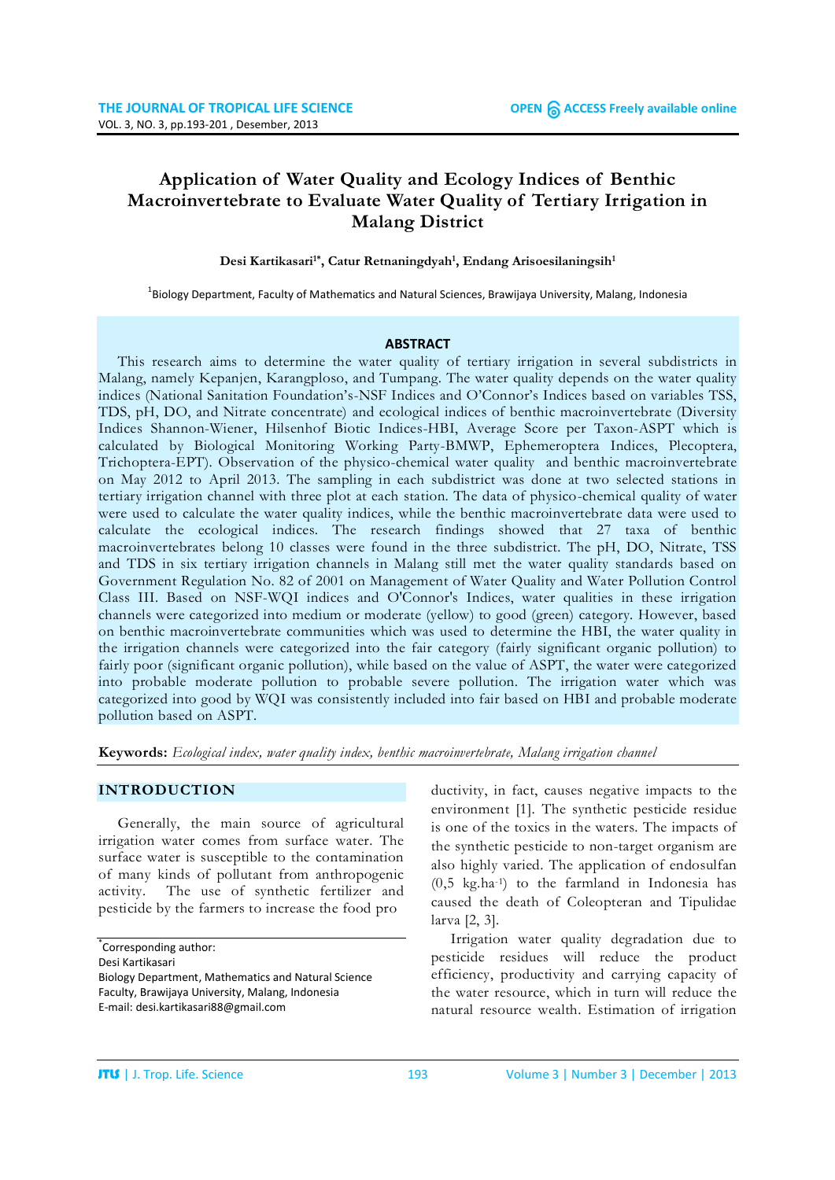# Application of Water Quality and Ecology Indices of Benthic Macroinvertebrate to Evaluate Water Quality of Tertiary Irrigation in Malang District

**Desi Kartikasari[1*], Catur Retnaningdyah[1], Endang Arisoesilaningsih[1]**

[1]Biology Department, Faculty of Mathematics and Natural Sciences, Brawijaya University, Malang, Indonesia

## ABSTRACT

This research aims to determine the water quality of tertiary irrigation in several subdistricts in Malang, namely Kepanjen, Karangploso, and Tumpang. The water quality depends on the water quality indices (National Sanitation Foundation's-NSF Indices and O'Connor's Indices based on variables TSS, TDS, pH, DO, and Nitrate concentrate) and ecological indices of benthic macroinvertebrate (Diversity Indices Shannon-Wiener, Hilsenhof Biotic Indices-HBI, Average Score per Taxon-ASPT which is calculated by Biological Monitoring Working Party-BMWP, Ephemeroptera Indices, Plecoptera, Trichoptera-EPT). Observation of the physico-chemical water quality and benthic macroinvertebrate on May 2012 to April 2013. The sampling in each subdistrict was done at two selected stations in tertiary irrigation channel with three plot at each station. The data of physico-chemical quality of water were used to calculate the water quality indices, while the benthic macroinvertebrate data were used to calculate the ecological indices. The research findings showed that 27 taxa of benthic macroinvertebrates belong 10 classes were found in the three subdistrict. The pH, DO, Nitrate, TSS and TDS in six tertiary irrigation channels in Malang still met the water quality standards based on Government Regulation No. 82 of 2001 on Management of Water Quality and Water Pollution Control Class III. Based on NSF-WQI indices and O'Connor's Indices, water qualities in these irrigation channels were categorized into medium or moderate (yellow) to good (green) category. However, based on benthic macroinvertebrate communities which was used to determine the HBI, the water quality in the irrigation channels were categorized into the fair category (fairly significant organic pollution) to fairly poor (significant organic pollution), while based on the value of ASPT, the water were categorized into probable moderate pollution to probable severe pollution. The irrigation water which was categorized into good by WQI was consistently included into fair based on HBI and probable moderate pollution based on ASPT.

**Keywords:** *Ecological index, water quality index, benthic macroinvertebrate, Malang irrigation channel*

## INTRODUCTION

Generally, the main source of agricultural irrigation water comes from surface water. The surface water is susceptible to the contamination of many kinds of pollutant from anthropogenic activity. The use of synthetic fertilizer and pesticide by the farmers to increase the food productivity, in fact, causes negative impacts to the environment [1]. The synthetic pesticide residue is one of the toxics in the waters. The impacts of the synthetic pesticide to non-target organism are also highly varied. The application of endosulfan (0,5 kg.ha$^{-1}$) to the farmland in Indonesia has caused the death of Coleopteran and Tipulidae larva [2, 3].

Irrigation water quality degradation due to pesticide residues will reduce the product efficiency, productivity and carrying capacity of the water resource, which in turn will reduce the natural resource wealth. Estimation of irrigation

*Corresponding author:
Desi Kartikasari
Biology Department, Mathematics and Natural Science Faculty, Brawijaya University, Malang, Indonesia
E-mail: desi.kartikasari88@gmail.com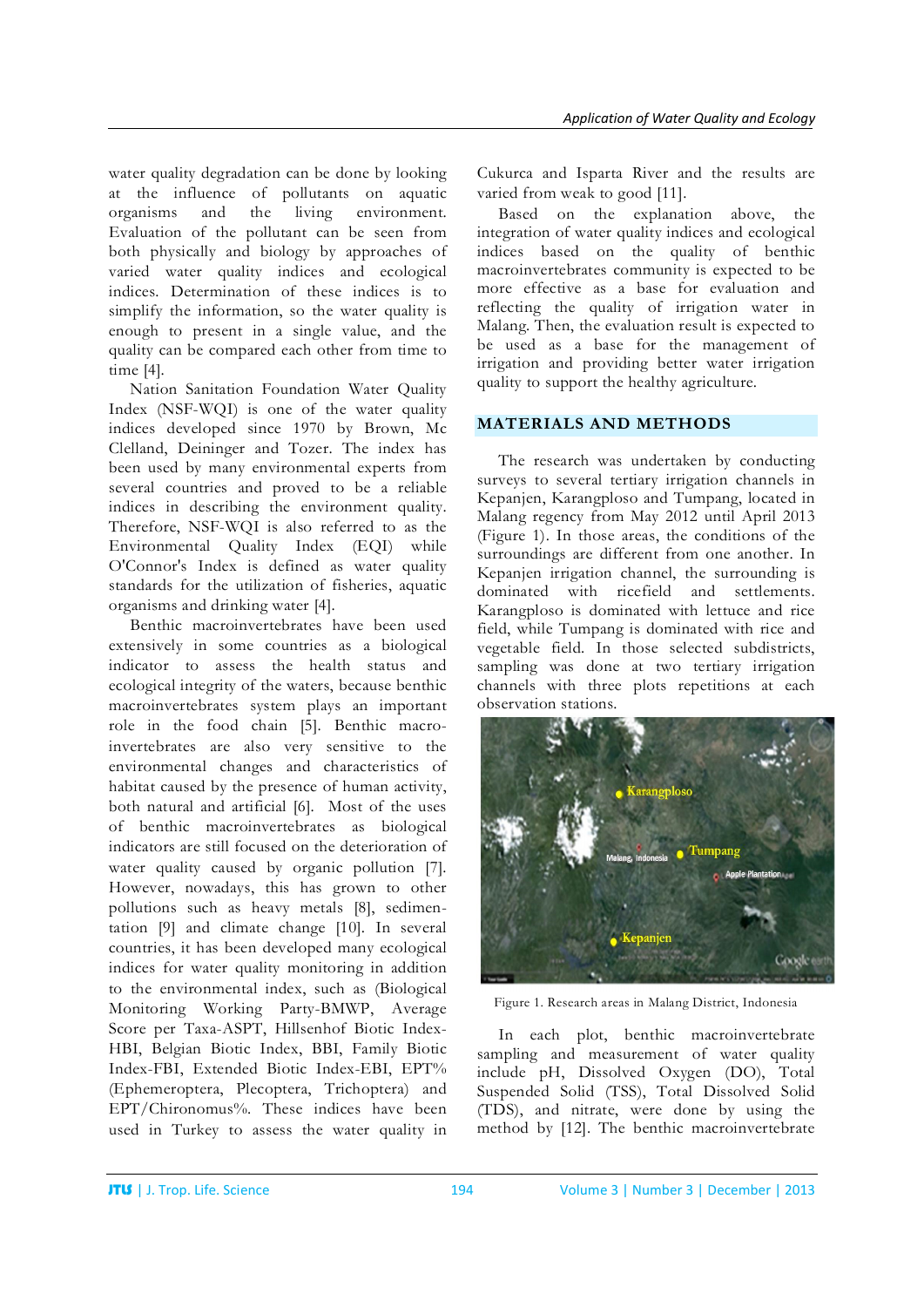water quality degradation can be done by looking at the influence of pollutants on aquatic organisms and the living environment. Evaluation of the pollutant can be seen from both physically and biology by approaches of varied water quality indices and ecological indices. Determination of these indices is to simplify the information, so the water quality is enough to present in a single value, and the quality can be compared each other from time to time [4].

Nation Sanitation Foundation Water Quality Index (NSF-WQI) is one of the water quality indices developed since 1970 by Brown, Mc Clelland, Deininger and Tozer. The index has been used by many environmental experts from several countries and proved to be a reliable indices in describing the environment quality. Therefore, NSF-WQI is also referred to as the Environmental Quality Index (EQI) while O'Connor's Index is defined as water quality standards for the utilization of fisheries, aquatic organisms and drinking water [4].

Benthic macroinvertebrates have been used extensively in some countries as a biological indicator to assess the health status and ecological integrity of the waters, because benthic macroinvertebrates system plays an important role in the food chain [5]. Benthic macro-invertebrates are also very sensitive to the environmental changes and characteristics of habitat caused by the presence of human activity, both natural and artificial [6]. Most of the uses of benthic macroinvertebrates as biological indicators are still focused on the deterioration of water quality caused by organic pollution [7]. However, nowadays, this has grown to other pollutions such as heavy metals [8], sedimen-tation [9] and climate change [10]. In several countries, it has been developed many ecological indices for water quality monitoring in addition to the environmental index, such as (Biological Monitoring Working Party-BMWP, Average Score per Taxa-ASPT, Hillsenhof Biotic Index-HBI, Belgian Biotic Index, BBI, Family Biotic Index-FBI, Extended Biotic Index-EBI, EPT% (Ephemeroptera, Plecoptera, Trichoptera) and EPT/Chironomus%. These indices have been used in Turkey to assess the water quality in Cukurca and Isparta River and the results are varied from weak to good [11].

Based on the explanation above, the integration of water quality indices and ecological indices based on the quality of benthic macroinvertebrates community is expected to be more effective as a base for evaluation and reflecting the quality of irrigation water in Malang. Then, the evaluation result is expected to be used as a base for the management of irrigation and providing better water irrigation quality to support the healthy agriculture.

## MATERIALS AND METHODS

The research was undertaken by conducting surveys to several tertiary irrigation channels in Kepanjen, Karangploso and Tumpang, located in Malang regency from May 2012 until April 2013 (Figure 1). In those areas, the conditions of the surroundings are different from one another. In Kepanjen irrigation channel, the surrounding is dominated with ricefield and settlements. Karangploso is dominated with lettuce and rice field, while Tumpang is dominated with rice and vegetable field. In those selected subdistricts, sampling was done at two tertiary irrigation channels with three plots repetitions at each observation stations.

Figure 1. Research areas in Malang District, Indonesia

In each plot, benthic macroinvertebrate sampling and measurement of water quality include pH, Dissolved Oxygen (DO), Total Suspended Solid (TSS), Total Dissolved Solid (TDS), and nitrate, were done by using the method by [12]. The benthic macroinvertebrate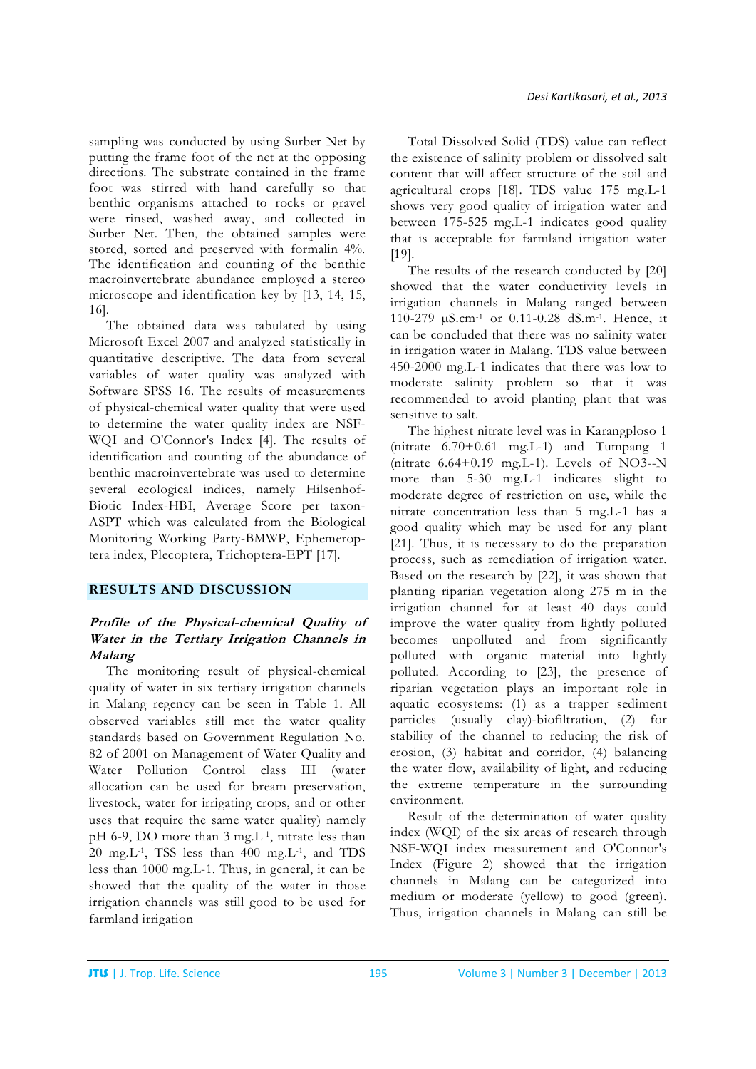sampling was conducted by using Surber Net by putting the frame foot of the net at the opposing directions. The substrate contained in the frame foot was stirred with hand carefully so that benthic organisms attached to rocks or gravel were rinsed, washed away, and collected in Surber Net. Then, the obtained samples were stored, sorted and preserved with formalin 4%. The identification and counting of the benthic macroinvertebrate abundance employed a stereo microscope and identification key by [13, 14, 15, 16].

The obtained data was tabulated by using Microsoft Excel 2007 and analyzed statistically in quantitative descriptive. The data from several variables of water quality was analyzed with Software SPSS 16. The results of measurements of physical-chemical water quality that were used to determine the water quality index are NSF-WQI and O'Connor's Index [4]. The results of identification and counting of the abundance of benthic macroinvertebrate was used to determine several ecological indices, namely Hilsenhof-Biotic Index-HBI, Average Score per taxon-ASPT which was calculated from the Biological Monitoring Working Party-BMWP, Ephemeroptera index, Plecoptera, Trichoptera-EPT [17].

## RESULTS AND DISCUSSION

### *Profile of the Physical-chemical Quality of Water in the Tertiary Irrigation Channels in Malang*

The monitoring result of physical-chemical quality of water in six tertiary irrigation channels in Malang regency can be seen in Table 1. All observed variables still met the water quality standards based on Government Regulation No. 82 of 2001 on Management of Water Quality and Water Pollution Control class III (water allocation can be used for bream preservation, livestock, water for irrigating crops, and or other uses that require the same water quality) namely pH 6-9, DO more than 3 $mg.L^{-1}$, nitrate less than 20 $mg.L^{-1}$, TSS less than 400 $mg.L^{-1}$, and TDS less than 1000 mg.L-1. Thus, in general, it can be showed that the quality of the water in those irrigation channels was still good to be used for farmland irrigation

Total Dissolved Solid (TDS) value can reflect the existence of salinity problem or dissolved salt content that will affect structure of the soil and agricultural crops [18]. TDS value 175 mg.L-1 shows very good quality of irrigation water and between 175-525 mg.L-1 indicates good quality that is acceptable for farmland irrigation water [19].

The results of the research conducted by [20] showed that the water conductivity levels in irrigation channels in Malang ranged between 110-279 $\mu S.cm^{-1}$ or 0.11-0.28 $dS.m^{-1}$. Hence, it can be concluded that there was no salinity water in irrigation water in Malang. TDS value between 450-2000 mg.L-1 indicates that there was low to moderate salinity problem so that it was recommended to avoid planting plant that was sensitive to salt.

The highest nitrate level was in Karangploso 1 (nitrate 6.70+0.61 mg.L-1) and Tumpang 1 (nitrate 6.64+0.19 mg.L-1). Levels of NO3--N more than 5-30 mg.L-1 indicates slight to moderate degree of restriction on use, while the nitrate concentration less than 5 mg.L-1 has a good quality which may be used for any plant [21]. Thus, it is necessary to do the preparation process, such as remediation of irrigation water. Based on the research by [22], it was shown that planting riparian vegetation along 275 m in the irrigation channel for at least 40 days could improve the water quality from lightly polluted becomes unpolluted and from significantly polluted with organic material into lightly polluted. According to [23], the presence of riparian vegetation plays an important role in aquatic ecosystems: (1) as a trapper sediment particles (usually clay)-biofiltration, (2) for stability of the channel to reducing the risk of erosion, (3) habitat and corridor, (4) balancing the water flow, availability of light, and reducing the extreme temperature in the surrounding environment.

Result of the determination of water quality index (WQI) of the six areas of research through NSF-WQI index measurement and O'Connor's Index (Figure 2) showed that the irrigation channels in Malang can be categorized into medium or moderate (yellow) to good (green). Thus, irrigation channels in Malang can still be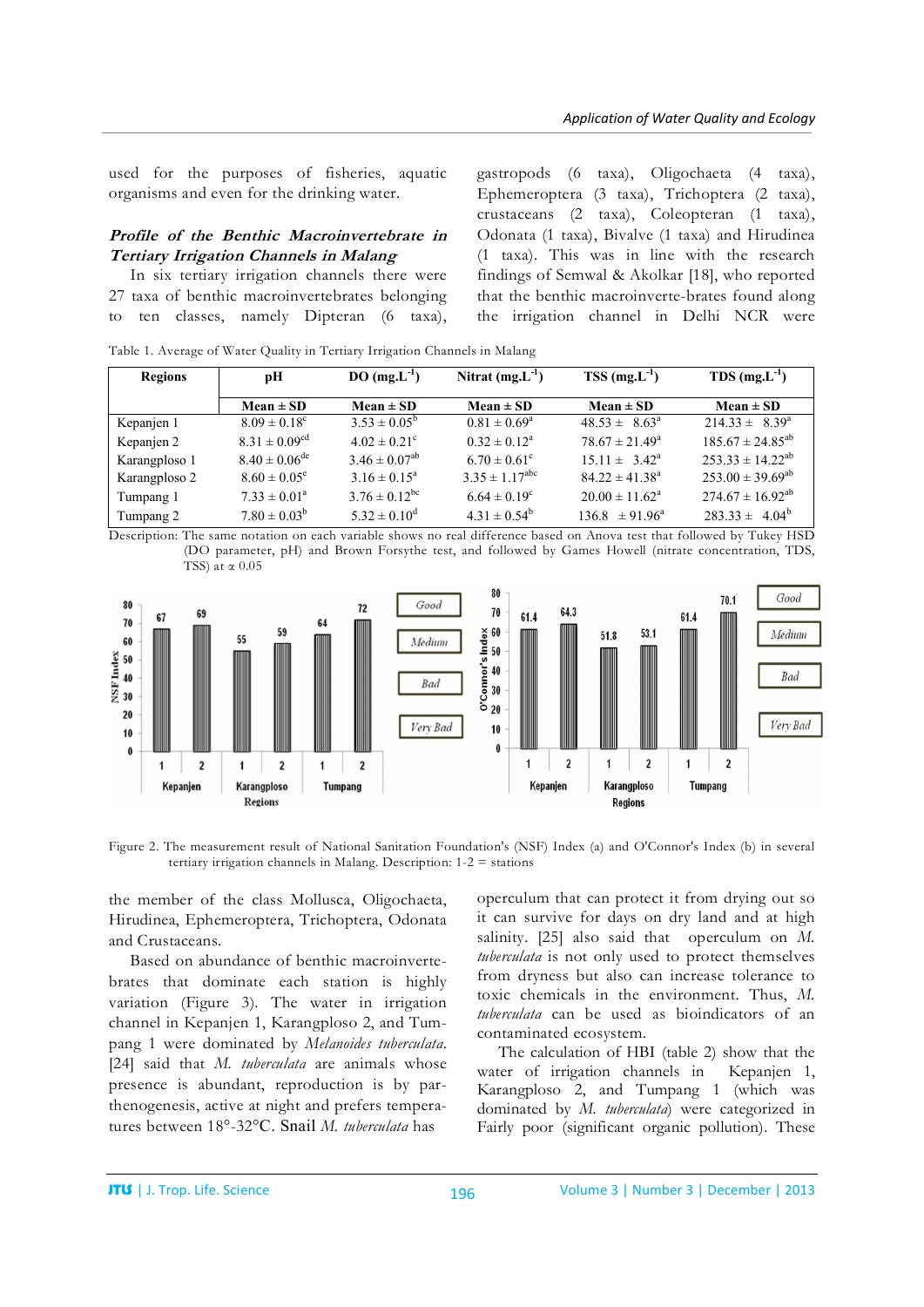used for the purposes of fisheries, aquatic organisms and even for the drinking water.

***Profile of the Benthic Macroinvertebrate in Tertiary Irrigation Channels in Malang***

In six tertiary irrigation channels there were 27 taxa of benthic macroinvertebrates belonging to ten classes, namely Dipteran (6 taxa), gastropods (6 taxa), Oligochaeta (4 taxa), Ephemeroptera (3 taxa), Trichoptera (2 taxa), crustaceans (2 taxa), Coleopteran (1 taxa), Odonata (1 taxa), Bivalve (1 taxa) and Hirudinea (1 taxa). This was in line with the research findings of Semwal & Akolkar [18], who reported that the benthic macroinverte-brates found along the irrigation channel in Delhi NCR were the member of the class Mollusca, Oligochaeta, Hirudinea, Ephemeroptera, Trichoptera, Odonata and Crustaceans.

Table 1. Average of Water Quality in Tertiary Irrigation Channels in Malang

| Regions | pH | DO ($mg.L^{-1}$) | Nitrat ($mg.L^{-1}$) | TSS ($mg.L^{-1}$) | TDS ($mg.L^{-1}$) |
|---|---|---|---|---|---|
| | Mean ± SD | Mean ± SD | Mean ± SD | Mean ± SD | Mean ± SD |
| Kepanjen 1 | $8.09 \pm 0.18^{c}$ | $3.53 \pm 0.05^{b}$ | $0.81 \pm 0.69^{a}$ | $48.53 \pm 8.63^{a}$ | $214.33 \pm 8.39^{a}$ |
| Kepanjen 2 | $8.31 \pm 0.09^{cd}$ | $4.02 \pm 0.21^{c}$ | $0.32 \pm 0.12^{a}$ | $78.67 \pm 21.49^{a}$ | $185.67 \pm 24.85^{ab}$ |
| Karangploso 1 | $8.40 \pm 0.06^{de}$ | $3.46 \pm 0.07^{ab}$ | $6.70 \pm 0.61^{c}$ | $15.11 \pm 3.42^{a}$ | $253.33 \pm 14.22^{ab}$ |
| Karangploso 2 | $8.60 \pm 0.05^{e}$ | $3.16 \pm 0.15^{a}$ | $3.35 \pm 1.17^{abc}$ | $84.22 \pm 41.38^{a}$ | $253.00 \pm 39.69^{ab}$ |
| Tumpang 1 | $7.33 \pm 0.01^{a}$ | $3.76 \pm 0.12^{bc}$ | $6.64 \pm 0.19^{c}$ | $20.00 \pm 11.62^{a}$ | $274.67 \pm 16.92^{ab}$ |
| Tumpang 2 | $7.80 \pm 0.03^{b}$ | $5.32 \pm 0.10^{d}$ | $4.31 \pm 0.54^{b}$ | $136.8 \pm 91.96^{a}$ | $283.33 \pm 4.04^{b}$ |

Description: The same notation on each variable shows no real difference based on Anova test that followed by Tukey HSD (DO parameter, pH) and Brown Forsythe test, and followed by Games Howell (nitrate concentration, TDS, TSS) at α 0.05

Figure 2. The measurement result of National Sanitation Foundation's (NSF) Index (a) and O'Connor's Index (b) in several tertiary irrigation channels in Malang. Description: 1-2 = stations

Based on abundance of benthic macroinverte-brates that dominate each station is highly variation (Figure 3). The water in irrigation channel in Kepanjen 1, Karangploso 2, and Tum-pang 1 were dominated by *Melanoides tuberculata*. [24] said that *M. tuberculata* are animals whose presence is abundant, reproduction is by par-thenogenesis, active at night and prefers tempera-tures between 18°-32°C. Snail *M. tuberculata* has operculum that can protect it from drying out so it can survive for days on dry land and at high salinity. [25] also said that operculum on *M. tuberculata* is not only used to protect themselves from dryness but also can increase tolerance to toxic chemicals in the environment. Thus, *M. tuberculata* can be used as bioindicators of an contaminated ecosystem.

The calculation of HBI (table 2) show that the water of irrigation channels in Kepanjen 1, Karangploso 2, and Tumpang 1 (which was dominated by *M. tuberculata*) were categorized in Fairly poor (significant organic pollution). These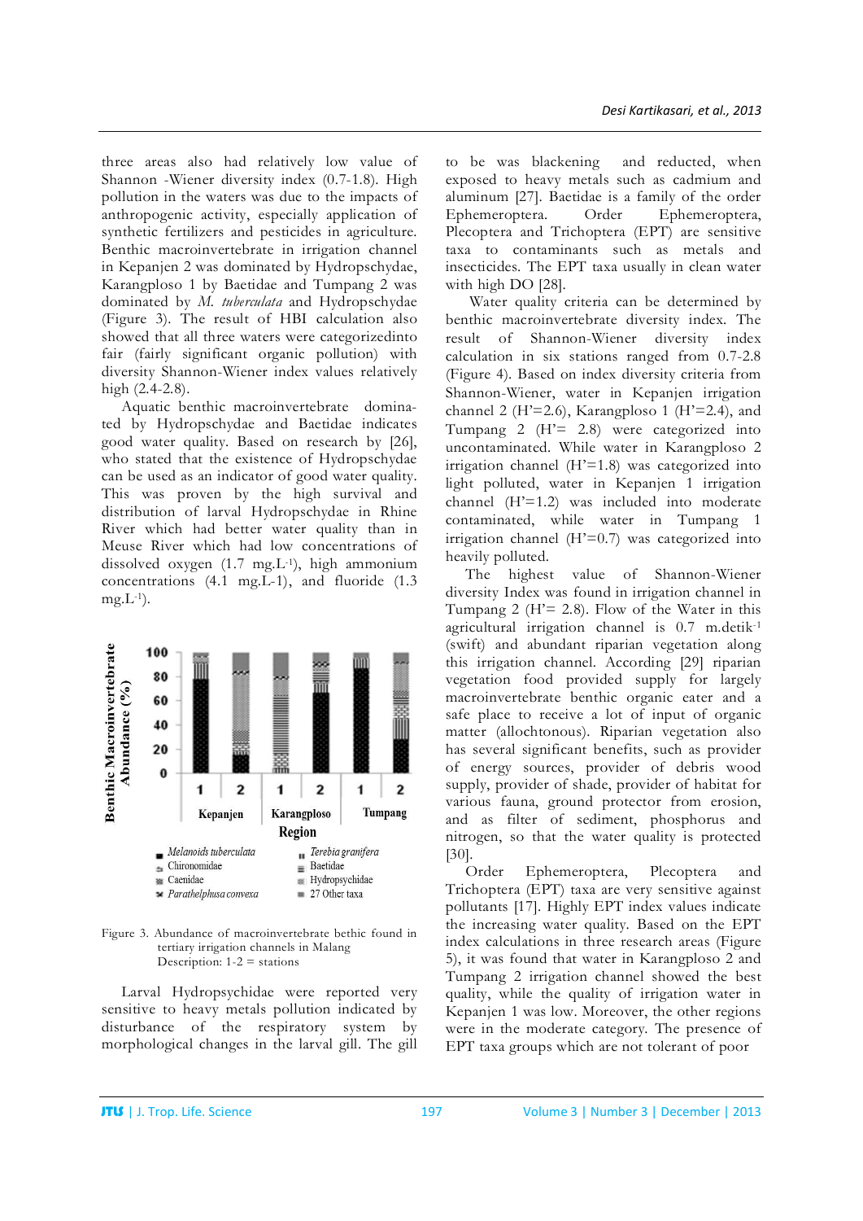three areas also had relatively low value of Shannon -Wiener diversity index (0.7-1.8). High pollution in the waters was due to the impacts of anthropogenic activity, especially application of synthetic fertilizers and pesticides in agriculture. Benthic macroinvertebrate in irrigation channel in Kepanjen 2 was dominated by Hydropschydae, Karangploso 1 by Baetidae and Tumpang 2 was dominated by *M. tuberculata* and Hydropschydae (Figure 3). The result of HBI calculation also showed that all three waters were categorizedinto fair (fairly significant organic pollution) with diversity Shannon-Wiener index values relatively high (2.4-2.8).

Aquatic benthic macroinvertebrate dominated by Hydropschydae and Baetidae indicates good water quality. Based on research by [26], who stated that the existence of Hydropschydae can be used as an indicator of good water quality. This was proven by the high survival and distribution of larval Hydropschydae in Rhine River which had better water quality than in Meuse River which had low concentrations of dissolved oxygen (1.7 mg.L$^{-1}$), high ammonium concentrations (4.1 mg.L-1), and fluoride (1.3 mg.L$^{-1}$).

Figure 3. Abundance of macroinvertebrate bethic found in tertiary irrigation channels in Malang
Description: 1-2 = stations

Larval Hydropsychidae were reported very sensitive to heavy metals pollution indicated by disturbance of the respiratory system by morphological changes in the larval gill. The gill to be was blackening and reducted, when exposed to heavy metals such as cadmium and aluminum [27]. Baetidae is a family of the order Ephemeroptera. Order Ephemeroptera, Plecoptera and Trichoptera (EPT) are sensitive taxa to contaminants such as metals and insecticides. The EPT taxa usually in clean water with high DO [28].

Water quality criteria can be determined by benthic macroinvertebrate diversity index. The result of Shannon-Wiener diversity index calculation in six stations ranged from 0.7-2.8 (Figure 4). Based on index diversity criteria from Shannon-Wiener, water in Kepanjen irrigation channel 2 (H'=2.6), Karangploso 1 (H'=2.4), and Tumpang 2 (H'= 2.8) were categorized into uncontaminated. While water in Karangploso 2 irrigation channel (H'=1.8) was categorized into light polluted, water in Kepanjen 1 irrigation channel (H'=1.2) was included into moderate contaminated, while water in Tumpang 1 irrigation channel (H'=0.7) was categorized into heavily polluted.

The highest value of Shannon-Wiener diversity Index was found in irrigation channel in Tumpang 2 (H'= 2.8). Flow of the Water in this agricultural irrigation channel is 0.7 m.detik$^{-1}$ (swift) and abundant riparian vegetation along this irrigation channel. According [29] riparian vegetation food provided supply for largely macroinvertebrate benthic organic eater and a safe place to receive a lot of input of organic matter (allochtonous). Riparian vegetation also has several significant benefits, such as provider of energy sources, provider of debris wood supply, provider of shade, provider of habitat for various fauna, ground protector from erosion, and as filter of sediment, phosphorus and nitrogen, so that the water quality is protected [30].

Order Ephemeroptera, Plecoptera and Trichoptera (EPT) taxa are very sensitive against pollutants [17]. Highly EPT index values indicate the increasing water quality. Based on the EPT index calculations in three research areas (Figure 5), it was found that water in Karangploso 2 and Tumpang 2 irrigation channel showed the best quality, while the quality of irrigation water in Kepanjen 1 was low. Moreover, the other regions were in the moderate category. The presence of EPT taxa groups which are not tolerant of poor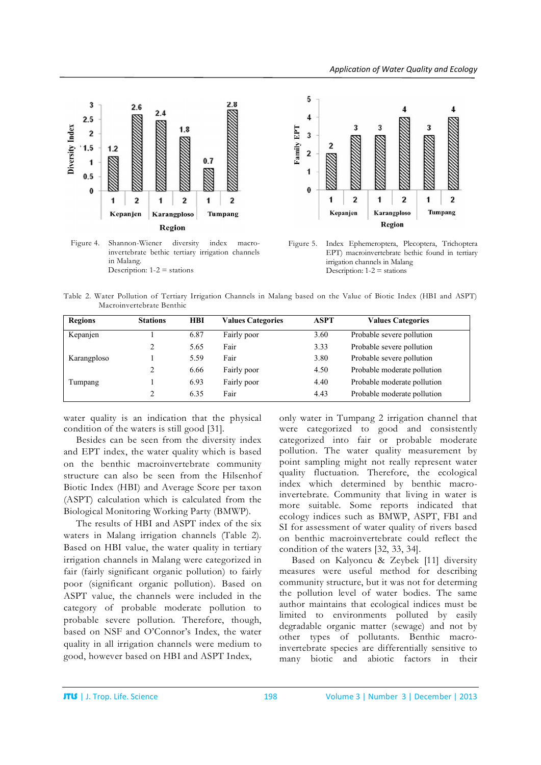Figure 4. Shannon-Wiener diversity index macro-invertebrate bethic tertiary irrigation channels in Malang.
Description: 1-2 = stations

Figure 5. Index Ephemeroptera, Plecoptera, Trichoptera EPT) macroinvertebrate bethic found in tertiary irrigation channels in Malang
Description: 1-2 = stations

Table 2. Water Pollution of Tertiary Irrigation Channels in Malang based on the Value of Biotic Index (HBI and ASPT) Macroinvertebrate Benthic

| Regions | Stations | HBI | Values Categories | ASPT | Values Categories |
|---|---|---|---|---|---|
| Kepanjen | 1 | 6.87 | Fairly poor | 3.60 | Probable severe pollution |
| | 2 | 5.65 | Fair | 3.33 | Probable severe pollution |
| Karangploso | 1 | 5.59 | Fair | 3.80 | Probable severe pollution |
| | 2 | 6.66 | Fairly poor | 4.50 | Probable moderate pollution |
| Tumpang | 1 | 6.93 | Fairly poor | 4.40 | Probable moderate pollution |
| | 2 | 6.35 | Fair | 4.43 | Probable moderate pollution |

water quality is an indication that the physical condition of the waters is still good [31].

Besides can be seen from the diversity index and EPT index, the water quality which is based on the benthic macroinvertebrate community structure can also be seen from the Hilsenhof Biotic Index (HBI) and Average Score per taxon (ASPT) calculation which is calculated from the Biological Monitoring Working Party (BMWP).

The results of HBI and ASPT index of the six waters in Malang irrigation channels (Table 2). Based on HBI value, the water quality in tertiary irrigation channels in Malang were categorized in fair (fairly significant organic pollution) to fairly poor (significant organic pollution). Based on ASPT value, the channels were included in the category of probable moderate pollution to probable severe pollution. Therefore, though, based on NSF and O'Connor's Index, the water quality in all irrigation channels were medium to good, however based on HBI and ASPT Index, only water in Tumpang 2 irrigation channel that were categorized to good and consistently categorized into fair or probable moderate pollution. The water quality measurement by point sampling might not really represent water quality fluctuation. Therefore, the ecological index which determined by benthic macro-invertebrate. Community that living in water is more suitable. Some reports indicated that ecology indices such as BMWP, ASPT, FBI and SI for assessment of water quality of rivers based on benthic macroinvertebrate could reflect the condition of the waters [32, 33, 34].

Based on Kalyoncu & Zeybek [11] diversity measures were useful method for describing community structure, but it was not for determing the pollution level of water bodies. The same author maintains that ecological indices must be limited to environments polluted by easily degradable organic matter (sewage) and not by other types of pollutants. Benthic macro-invertebrate species are differentially sensitive to many biotic and abiotic factors in their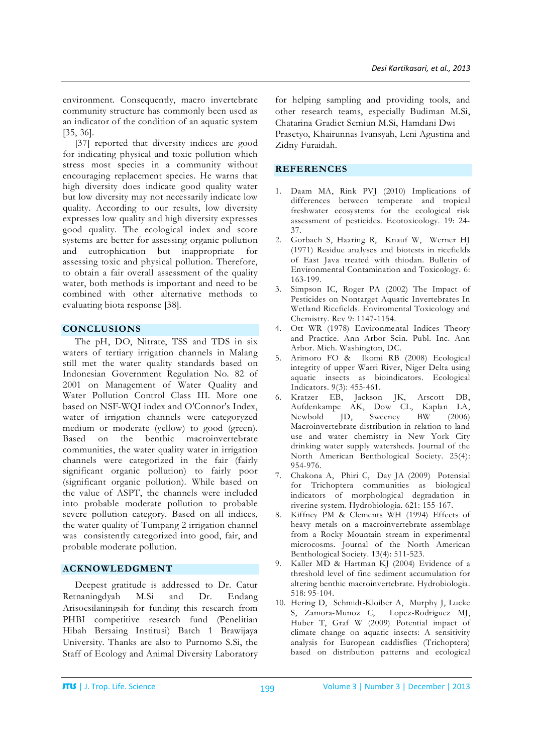environment. Consequently, macro invertebrate community structure has commonly been used as an indicator of the condition of an aquatic system [35, 36].

[37] reported that diversity indices are good for indicating physical and toxic pollution which stress most species in a community without encouraging replacement species. He warns that high diversity does indicate good quality water but low diversity may not necessarily indicate low quality. According to our results, low diversity expresses low quality and high diversity expresses good quality. The ecological index and score systems are better for assessing organic pollution and eutrophication but inappropriate for assessing toxic and physical pollution. Therefore, to obtain a fair overall assessment of the quality water, both methods is important and need to be combined with other alternative methods to evaluating biota response [38].

## CONCLUSIONS

The pH, DO, Nitrate, TSS and TDS in six waters of tertiary irrigation channels in Malang still met the water quality standards based on Indonesian Government Regulation No. 82 of 2001 on Management of Water Quality and Water Pollution Control Class III. More one based on NSF-WQI index and O'Connor's Index, water of irrigation channels were categoryzed medium or moderate (yellow) to good (green). Based on the benthic macroinvertebrate communities, the water quality water in irrigation channels were categorized in the fair (fairly significant organic pollution) to fairly poor (significant organic pollution). While based on the value of ASPT, the channels were included into probable moderate pollution to probable severe pollution category. Based on all indices, the water quality of Tumpang 2 irrigation channel was consistently categorized into good, fair, and probable moderate pollution.

## ACKNOWLEDGMENT

Deepest gratitude is addressed to Dr. Catur Retnaningdyah M.Si and Dr. Endang Arisoesilaningsih for funding this research from PHBI competitive research fund (Penelitian Hibah Bersaing Institusi) Batch 1 Brawijaya University. Thanks are also to Purnomo S.Si, the Staff of Ecology and Animal Diversity Laboratory for helping sampling and providing tools, and other research teams, especially Budiman M.Si, Chatarina Gradict Semiun M.Si, Hamdani Dwi Prasetyo, Khairunnas Ivansyah, Leni Agustina and Zidny Furaidah.

## REFERENCES

1. Daam MA, Rink PVJ (2010) Implications of differences between temperate and tropical freshwater ecosystems for the ecological risk assessment of pesticides. Ecotoxicology. 19: 24-37.
2. Gorbach S, Haaring R, Knauf W, Werner HJ (1971) Residue analyses and biotests in ricefields of East Java treated with thiodan. Bulletin of Environmental Contamination and Toxicology. 6: 163-199.
3. Simpson IC, Roger PA (2002) The Impact of Pesticides on Nontarget Aquatic Invertebrates In Wetland Ricefields. Enviromental Toxicology and Chemistry. Rev 9: 1147-1154.
4. Ott WR (1978) Environmental Indices Theory and Practice. Ann Arbor Scin. Publ. Inc. Ann Arbor. Mich. Washington, DC.
5. Arimoro FO & Ikomi RB (2008) Ecological integrity of upper Warri River, Niger Delta using aquatic insects as bioindicators. Ecological Indicators. 9(3): 455-461.
6. Kratzer EB, Jackson JK, Arscott DB, Aufdenkampe AK, Dow CL, Kaplan LA, Newbold JD, Sweeney BW (2006) Macroinvertebrate distribution in relation to land use and water chemistry in New York City drinking water supply watersheds. Journal of the North American Benthological Society. 25(4): 954-976.
7. Chakona A, Phiri C, Day JA (2009) Potensial for Trichoptera communities as biological indicators of morphological degradation in riverine system. Hydrobiologia. 621: 155-167.
8. Kiffney PM & Clements WH (1994) Effects of heavy metals on a macroinvertebrate assemblage from a Rocky Mountain stream in experimental microcosms. Journal of the North American Benthological Society. 13(4): 511-523.
9. Kaller MD & Hartman KJ (2004) Evidence of a threshold level of fine sediment accumulation for altering benthic macroinvertebrate. Hydrobiologia. 518: 95-104.
10. Hering D, Schmidt-Kloiber A, Murphy J, Lucke S, Zamora-Munoz C, Lopez-Rodriguez MJ, Huber T, Graf W (2009) Potential impact of climate change on aquatic insects: A sensitivity analysis for European caddisflies (Trichoptera) based on distribution patterns and ecological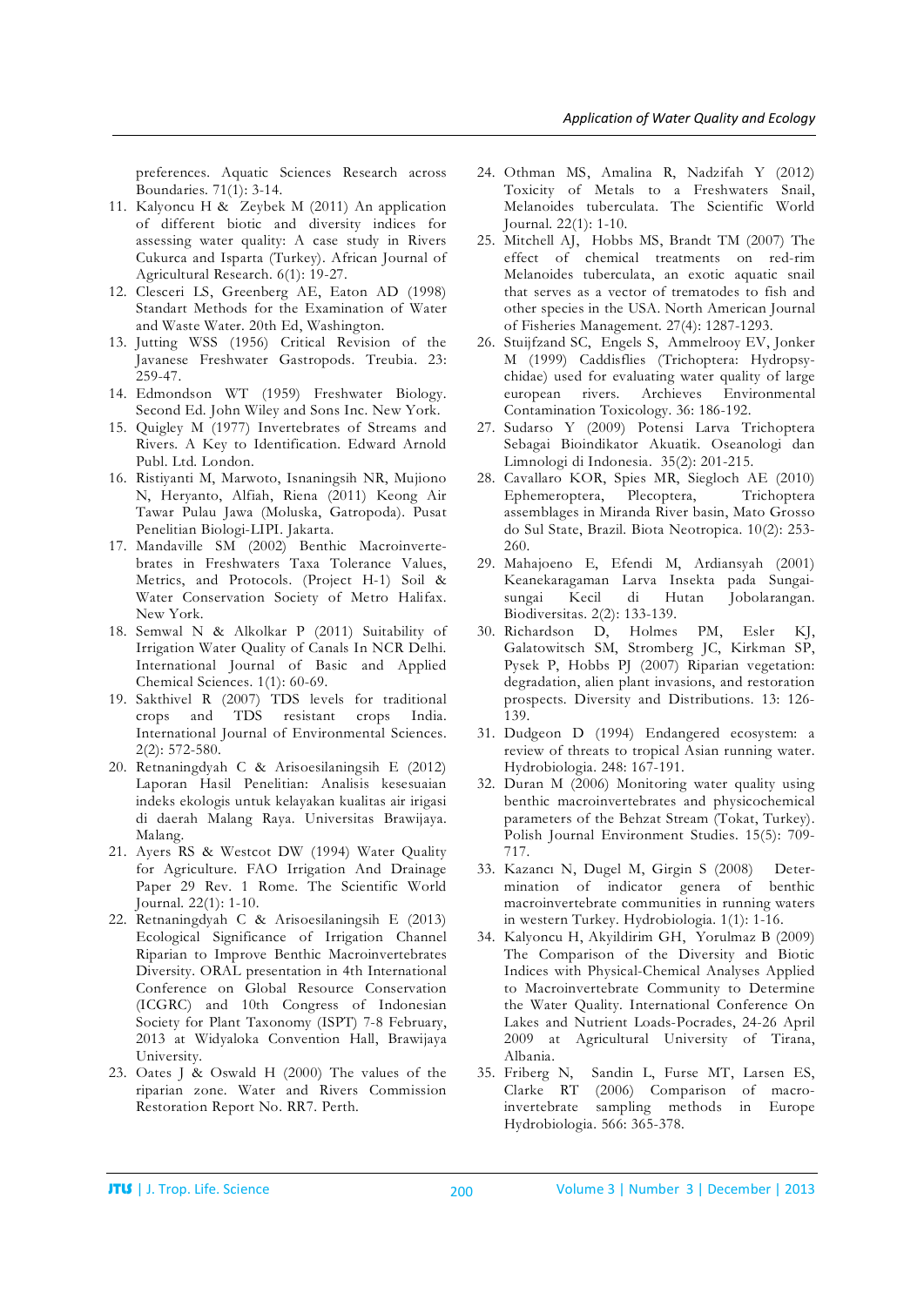preferences. Aquatic Sciences Research across Boundaries. 71(1): 3-14.

11. Kalyoncu H & Zeybek M (2011) An application of different biotic and diversity indices for assessing water quality: A case study in Rivers Cukurca and Isparta (Turkey). African Journal of Agricultural Research. 6(1): 19-27.
12. Clesceri LS, Greenberg AE, Eaton AD (1998) Standart Methods for the Examination of Water and Waste Water. 20th Ed, Washington.
13. Jutting WSS (1956) Critical Revision of the Javanese Freshwater Gastropods. Treubia. 23: 259-47.
14. Edmondson WT (1959) Freshwater Biology. Second Ed. John Wiley and Sons Inc. New York.
15. Quigley M (1977) Invertebrates of Streams and Rivers. A Key to Identification. Edward Arnold Publ. Ltd. London.
16. Ristiyanti M, Marwoto, Isnaningsih NR, Mujiono N, Heryanto, Alfiah, Riena (2011) Keong Air Tawar Pulau Jawa (Moluska, Gatropoda). Pusat Penelitian Biologi-LIPI. Jakarta.
17. Mandaville SM (2002) Benthic Macroinvertebrates in Freshwaters Taxa Tolerance Values, Metrics, and Protocols. (Project H-1) Soil & Water Conservation Society of Metro Halifax. New York.
18. Semwal N & Alkolkar P (2011) Suitability of Irrigation Water Quality of Canals In NCR Delhi. International Journal of Basic and Applied Chemical Sciences. 1(1): 60-69.
19. Sakthivel R (2007) TDS levels for traditional crops and TDS resistant crops India. International Journal of Environmental Sciences. 2(2): 572-580.
20. Retnaningdyah C & Arisoesilaningsih E (2012) Laporan Hasil Penelitian: Analisis kesesuaian indeks ekologis untuk kelayakan kualitas air irigasi di daerah Malang Raya. Universitas Brawijaya. Malang.
21. Ayers RS & Westcot DW (1994) Water Quality for Agriculture. FAO Irrigation And Drainage Paper 29 Rev. 1 Rome. The Scientific World Journal. 22(1): 1-10.
22. Retnaningdyah C & Arisoesilaningsih E (2013) Ecological Significance of Irrigation Channel Riparian to Improve Benthic Macroinvertebrates Diversity. ORAL presentation in 4th International Conference on Global Resource Conservation (ICGRC) and 10th Congress of Indonesian Society for Plant Taxonomy (ISPT) 7-8 February, 2013 at Widyaloka Convention Hall, Brawijaya University.
23. Oates J & Oswald H (2000) The values of the riparian zone. Water and Rivers Commission Restoration Report No. RR7. Perth.
24. Othman MS, Amalina R, Nadzifah Y (2012) Toxicity of Metals to a Freshwaters Snail, Melanoides tuberculata. The Scientific World Journal. 22(1): 1-10.
25. Mitchell AJ, Hobbs MS, Brandt TM (2007) The effect of chemical treatments on red-rim Melanoides tuberculata, an exotic aquatic snail that serves as a vector of trematodes to fish and other species in the USA. North American Journal of Fisheries Management. 27(4): 1287-1293.
26. Stuijfzand SC, Engels S, Ammelrooy EV, Jonker M (1999) Caddisflies (Trichoptera: Hydropsychidae) used for evaluating water quality of large european rivers. Archieves Environmental Contamination Toxicology. 36: 186-192.
27. Sudarso Y (2009) Potensi Larva Trichoptera Sebagai Bioindikator Akuatik. Oseanologi dan Limnologi di Indonesia. 35(2): 201-215.
28. Cavallaro KOR, Spies MR, Siegloch AE (2010) Ephemeroptera, Plecoptera, Trichoptera assemblages in Miranda River basin, Mato Grosso do Sul State, Brazil. Biota Neotropica. 10(2): 253-260.
29. Mahajoeno E, Efendi M, Ardiansyah (2001) Keanekaragaman Larva Insekta pada Sungai-sungai Kecil di Hutan Jobolarangan. Biodiversitas. 2(2): 133-139.
30. Richardson D, Holmes PM, Esler KJ, Galatowitsch SM, Stromberg JC, Kirkman SP, Pysek P, Hobbs PJ (2007) Riparian vegetation: degradation, alien plant invasions, and restoration prospects. Diversity and Distributions. 13: 126-139.
31. Dudgeon D (1994) Endangered ecosystem: a review of threats to tropical Asian running water. Hydrobiologia. 248: 167-191.
32. Duran M (2006) Monitoring water quality using benthic macroinvertebrates and physicochemical parameters of the Behzat Stream (Tokat, Turkey). Polish Journal Environment Studies. 15(5): 709-717.
33. Kazancı N, Dugel M, Girgin S (2008) Determination of indicator genera of benthic macroinvertebrate communities in running waters in western Turkey. Hydrobiologia. 1(1): 1-16.
34. Kalyoncu H, Akyildirim GH, Yorulmaz B (2009) The Comparison of the Diversity and Biotic Indices with Physical-Chemical Analyses Applied to Macroinvertebrate Community to Determine the Water Quality. International Conference On Lakes and Nutrient Loads-Pocrades, 24-26 April 2009 at Agricultural University of Tirana, Albania.
35. Friberg N, Sandin L, Furse MT, Larsen ES, Clarke RT (2006) Comparison of macroinvertebrate sampling methods in Europe Hydrobiologia. 566: 365-378.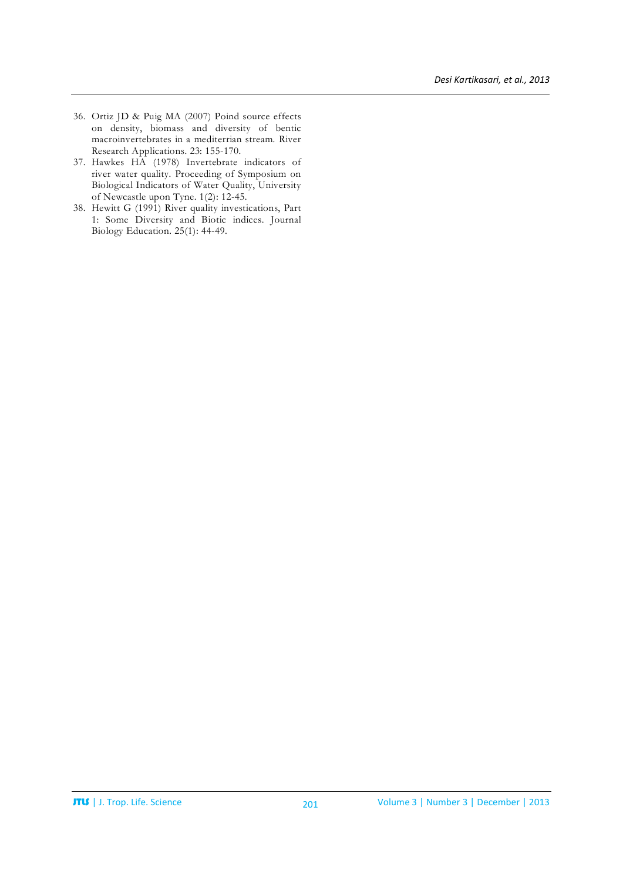36. Ortiz JD & Puig MA (2007) Poind source effects on density, biomass and diversity of bentic macroinvertebrates in a mediterrian stream. River Research Applications. 23: 155-170.
37. Hawkes HA (1978) Invertebrate indicators of river water quality. Proceeding of Symposium on Biological Indicators of Water Quality, University of Newcastle upon Tyne. 1(2): 12-45.
38. Hewitt G (1991) River quality investications, Part 1: Some Diversity and Biotic indices. Journal Biology Education. 25(1): 44-49.